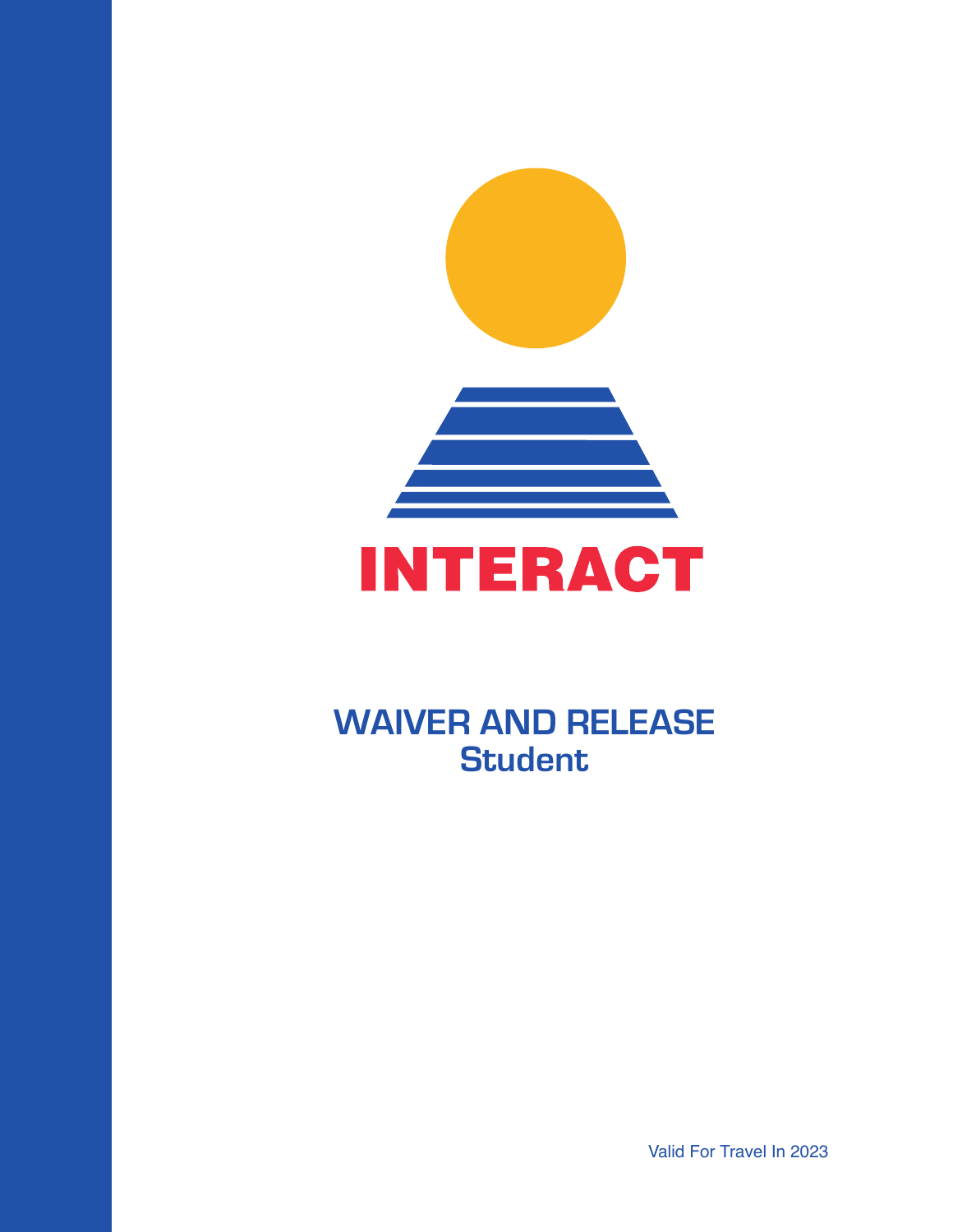INTERACT

# WAIVER AND RELEASE

## Student

Valid For Travel In 2023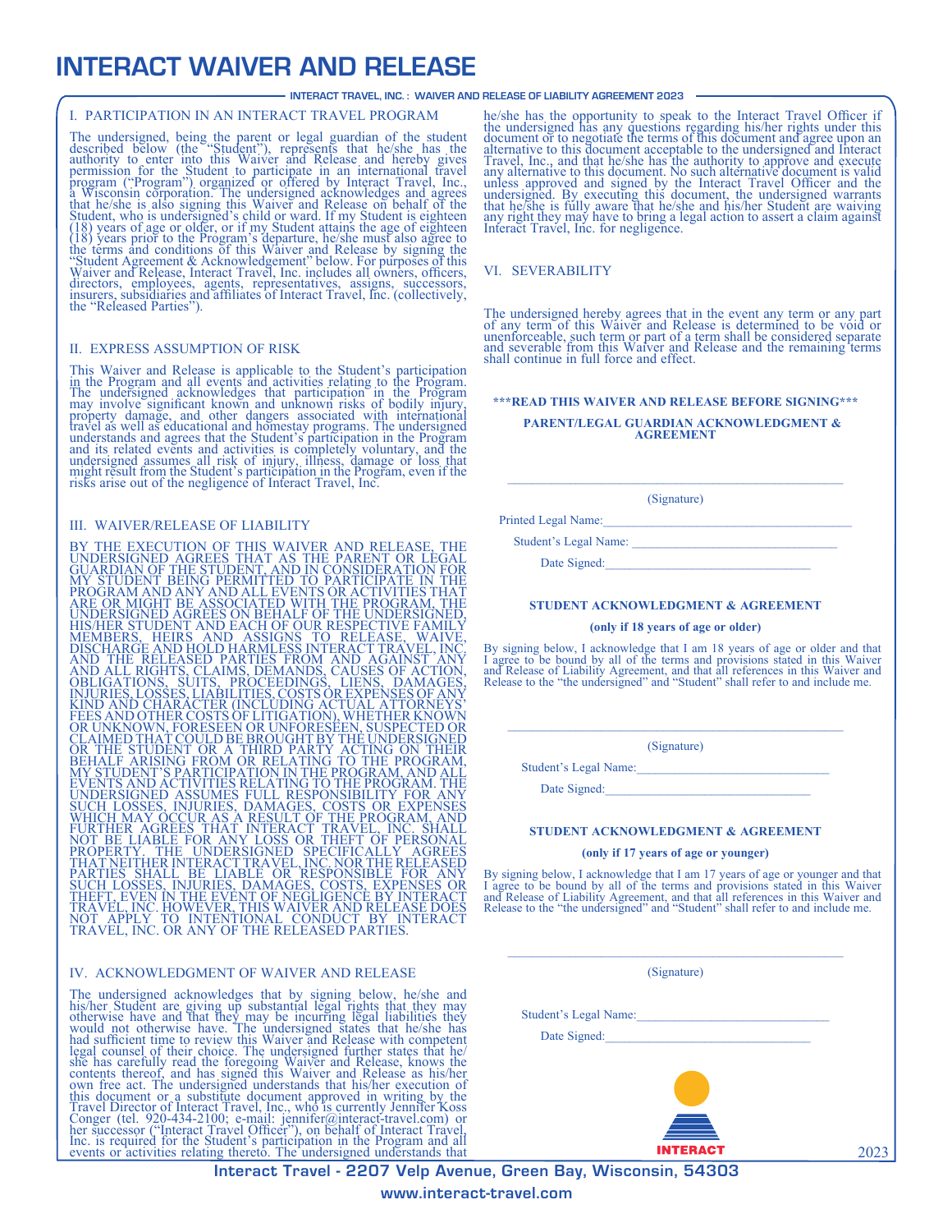# INTERACT WAIVER AND RELEASE

INTERACT TRAVEL, INC. : WAIVER AND RELEASE OF LIABILITY AGREEMENT 2023

## I. PARTICIPATION IN AN INTERACT TRAVEL PROGRAM

The undersigned, being the parent or legal guardian of the student described below (the "Student"), represents that he/she has the authority to enter into this Waiver and Release and hereby gives permission for the Student to participate in an international travel program ("Program") organized or offered by Interact Travel, Inc., a Wisconsin corporation. The undersigned acknowledges and agrees that he/she is also signing this Waiver and Release on behalf of the Student, who is undersigned's child or ward. If my Student is eighteen (18) years of age or older, or if my Student attains the age of eighteen (18) years prior to the Program's departure, he/she must also agree to the terms and conditions of this Waiver and Release by signing the "Student Agreement & Acknowledgement" below. For purposes of this Waiver and Release, Interact Travel, Inc. includes all owners, officers, directors, employees, agents, representatives, assigns, successors, insurers, subsidiaries and affiliates of Interact Travel, Inc. (collectively, the "Released Parties").

## II. EXPRESS ASSUMPTION OF RISK

This Waiver and Release is applicable to the Student's participation in the Program and all events and activities relating to the Program. The undersigned acknowledges that participation in the Program may involve significant known and unknown risks of bodily injury, property damage, and other dangers associated with international travel as well as educational and homestay programs. The undersigned understands and agrees that the Student's participation in the Program and its related events and activities is completely voluntary, and the undersigned assumes all risk of injury, illness, damage or loss that might result from the Student's participation in the Program, even if the risks arise out of the negligence of Interact Travel, Inc.

## III. WAIVER/RELEASE OF LIABILITY

BY THE EXECUTION OF THIS WAIVER AND RELEASE, THE UNDERSIGNED AGREES THAT AS THE PARENT OR LEGAL GUARDIAN OF THE STUDENT, AND IN CONSIDERATION FOR MY STUDENT BEING PERMITTED TO PARTICIPATE IN THE PROGRAM AND ANY AND ALL EVENTS OR ACTIVITIES THAT ARE OR MIGHT BE ASSOCIATED WITH THE PROGRAM, THE UNDERSIGNED AGREES ON BEHALF OF THE UNDERSIGNED, HIS/HER STUDENT AND EACH OF OUR RESPECTIVE FAMILY MEMBERS, HEIRS AND ASSIGNS TO RELEASE, WAIVE, DISCHARGE AND HOLD HARMLESS INTERACT TRAVEL, INC. AND THE RELEASED PARTIES FROM AND AGAINST ANY AND ALL RIGHTS, CLAIMS, DEMANDS, CAUSES OF ACTION, OBLIGATIONS, SUITS, PROCEEDINGS, LIENS, DAMAGES, INJURIES, LOSSES, LIABILITIES, COSTS OR EXPENSES OF ANY KIND AND CHARACTER (INCLUDING ACTUAL ATTORNEYS' FEES AND OTHER COSTS OF LITIGATION), WHETHER KNOWN OR UNKNOWN, FORESEEN OR UNFORESEEN, SUSPECTED OR CLAIMED THAT COULD BE BROUGHT BY THE UNDERSIGNED OR THE STUDENT OR A THIRD PARTY ACTING ON THEIR BEHALF ARISING FROM OR RELATING TO THE PROGRAM, MY STUDENT'S PARTICIPATION IN THE PROGRAM, AND ALL EVENTS AND ACTIVITIES RELATING TO THE PROGRAM. THE UNDERSIGNED ASSUMES FULL RESPONSIBILITY FOR ANY SUCH LOSSES, INJURIES, DAMAGES, COSTS OR EXPENSES WHICH MAY OCCUR AS A RESULT OF THE PROGRAM, AND FURTHER AGREES THAT INTERACT TRAVEL, INC. SHALL NOT BE LIABLE FOR ANY LOSS OR THEFT OF PERSONAL PROPERTY. THE UNDERSIGNED SPECIFICALLY AGREES THAT NEITHER INTERACT TRAVEL, INC. NOR THE RELEASED PARTIES SHALL BE LIABLE OR RESPONSIBLE FOR ANY SUCH LOSSES, INJURIES, DAMAGES, COSTS, EXPENSES OR THEFT, EVEN IN THE EVENT OF NEGLIGENCE BY INTERACT TRAVEL, INC. HOWEVER, THIS WAIVER AND RELEASE DOES NOT APPLY TO INTENTIONAL CONDUCT BY INTERACT TRAVEL, INC. OR ANY OF THE RELEASED PARTIES.

## IV. ACKNOWLEDGMENT OF WAIVER AND RELEASE

The undersigned acknowledges that by signing below, he/she and his/her Student are giving up substantial legal rights that they may otherwise have and that they may be incurring legal liabilities they would not otherwise have. The undersigned states that he/she has had sufficient time to review this Waiver and Release with competent legal counsel of their choice. The undersigned further states that he/she has carefully read the foregoing Waiver and Release, knows the contents thereof, and has signed this Waiver and Release as his/her own free act. The undersigned understands that his/her execution of this document or a substitute document approved in writing by the Travel Director of Interact Travel, Inc., who is currently Jennifer Koss Conger (tel. 920-434-2100; e-mail: jennifer@interact-travel.com) or her successor ("Interact Travel Officer"), on behalf of Interact Travel, Inc. is required for the Student's participation in the Program and all events or activities relating thereto. The undersigned understands that he/she has the opportunity to speak to the Interact Travel Officer if the undersigned has any questions regarding his/her rights under this document or to negotiate the terms of this document and agree upon an alternative to this document acceptable to the undersigned and Interact Travel, Inc., and that he/she has the authority to approve and execute any alternative to this document. No such alternative document is valid unless approved and signed by the Interact Travel Officer and the undersigned. By executing this document, the undersigned warrants that he/she is fully aware that he/she and his/her Student are waiving any right they may have to bring a legal action to assert a claim against Interact Travel, Inc. for negligence.

## VI. SEVERABILITY

The undersigned hereby agrees that in the event any term or any part of any term of this Waiver and Release is determined to be void or unenforceable, such term or part of a term shall be considered separate and severable from this Waiver and Release and the remaining terms shall continue in full force and effect.

**\*\*\*READ THIS WAIVER AND RELEASE BEFORE SIGNING\*\*\***

**PARENT/LEGAL GUARDIAN ACKNOWLEDGMENT & AGREEMENT**

\_\_\_\_\_\_\_\_\_\_\_\_\_\_\_\_\_\_\_\_\_\_\_\_\_\_\_\_\_\_\_\_\_\_\_\_\_\_\_\_

(Signature)

Printed Legal Name:\_\_\_\_\_\_\_\_\_\_\_\_\_\_\_\_\_\_\_\_\_\_\_\_\_\_\_\_\_\_\_\_

Student's Legal Name: \_\_\_\_\_\_\_\_\_\_\_\_\_\_\_\_\_\_\_\_\_\_\_\_\_\_\_\_\_\_\_\_

Date Signed:\_\_\_\_\_\_\_\_\_\_\_\_\_\_\_\_\_\_\_\_\_\_\_\_\_\_\_\_\_\_\_\_

**STUDENT ACKNOWLEDGMENT & AGREEMENT**

**(only if 18 years of age or older)**

By signing below, I acknowledge that I am 18 years of age or older and that I agree to be bound by all of the terms and provisions stated in this Waiver and Release of Liability Agreement, and that all references in this Waiver and Release to the "the undersigned" and "Student" shall refer to and include me.

\_\_\_\_\_\_\_\_\_\_\_\_\_\_\_\_\_\_\_\_\_\_\_\_\_\_\_\_\_\_\_\_\_\_\_\_\_\_\_\_

(Signature)

Student's Legal Name:\_\_\_\_\_\_\_\_\_\_\_\_\_\_\_\_\_\_\_\_\_\_\_\_\_\_\_\_\_\_\_\_

Date Signed:\_\_\_\_\_\_\_\_\_\_\_\_\_\_\_\_\_\_\_\_\_\_\_\_\_\_\_\_\_\_\_\_

**STUDENT ACKNOWLEDGMENT & AGREEMENT**

**(only if 17 years of age or younger)**

By signing below, I acknowledge that I am 17 years of age or younger and that I agree to be bound by all of the terms and provisions stated in this Waiver and Release of Liability Agreement, and that all references in this Waiver and Release to the "the undersigned" and "Student" shall refer to and include me.

\_\_\_\_\_\_\_\_\_\_\_\_\_\_\_\_\_\_\_\_\_\_\_\_\_\_\_\_\_\_\_\_\_\_\_\_\_\_\_\_

(Signature)

Student's Legal Name:\_\_\_\_\_\_\_\_\_\_\_\_\_\_\_\_\_\_\_\_\_\_\_\_\_\_\_\_\_\_\_\_

Date Signed:\_\_\_\_\_\_\_\_\_\_\_\_\_\_\_\_\_\_\_\_\_\_\_\_\_\_\_\_\_\_\_\_

INTERACT

2023

**Interact Travel - 2207 Velp Avenue, Green Bay, Wisconsin, 54303**

**www.interact-travel.com**